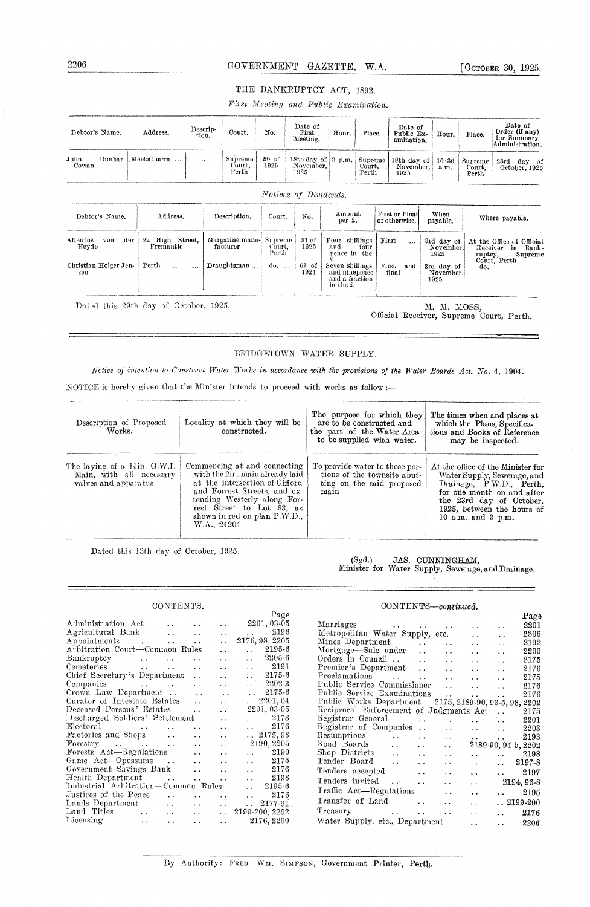## THE BANKRUPTCY ACT, 1892.

*First Meeting and Public Examination.*

| Debtor's Name. | Address. | Description. | Court. | No. | Date of First Meeting. | Hour. | Place. | Date of Public Examination. | Hour. | Place. | Date of Order (if any) for Summary Administration. |
|---|---|---|---|---|---|---|---|---|---|---|---|
| John Dunbar Cowan | Meekatharra ... | ... | Supreme Court, Perth | 59 of 1925 | 18th day of November, 1925 | 3 p.m. | Supreme Court, Perth | 18th day of November, 1925 | 10·30 a.m. | Supreme Court, Perth | 23rd day of October, 1925 |

*Notices of Dividends.*

| Debtor's Name. | Address. | Description. | Court. | No. | Amount per £. | First or Final or otherwise. | When payable. | Where payable. |
|---|---|---|---|---|---|---|---|---|
| Albertus von der Heyde | 22 High Street, Fremantle | Margarine manufacturer | Supreme Court, Perth | 51 of 1925 | Four shillings and four pence in the £ | First ... | 3rd day of November, 1925 | At the Office of Official Receiver in Bankruptcy, Supreme Court, Perth |
| Christian Holger Jensen | Perth ... ... | Draughtsman ... | do. ... | 61 of 1924 | Seven shillings and ninepence and a fraction in the £ | First and final | 3rd day of November, 1925 | do. |

Dated this 29th day of October, 1925.

M. M. MOSS,
Official Receiver, Supreme Court, Perth.

---

## BRIDGETOWN WATER SUPPLY.

*Notice of intention to Construct Water Works in accordance with the provisions of the Water Boards Act, No. 4, 1904.*

NOTICE is hereby given that the Minister intends to proceed with works as follow:—

| Description of Proposed Works. | Locality at which they will be constructed. | The purpose for which they are to be constructed and the part of the Water Area to be supplied with water. | The times when and places at which the Plans, Specifications and Books of Reference may be inspected. |
|---|---|---|---|
| The laying of a 1½in. G.W.I. Main, with all necessary valves and apparatus | Commencing at and connecting with the 2in. main already laid at the intersection of Gifford and Forrest Streets, and extending Westerly along Forrest Street to Lot 83, as shown in red on plan P.W.D., W.A., 24204 | To provide water to those portions of the townsite abutting on the said proposed main | At the office of the Minister for Water Supply, Sewerage, and Drainage, P.W.D., Perth, for one month on and after the 23rd day of October, 1925, between the hours of 10 a.m. and 3 p.m. |

Dated this 13th day of October, 1925.

(Sgd.) JAS. CUNNINGHAM,
Minister for Water Supply, Sewerage, and Drainage.

---

## CONTENTS.

| | Page |
|---|---|
| Administration Act | 2201, 03-05 |
| Agricultural Bank | 2196 |
| Appointments | 2176, 98, 2205 |
| Arbitration Court—Common Rules | 2195-6 |
| Bankruptcy | 2205-6 |
| Cemeteries | 2191 |
| Chief Secretary's Department | 2175-6 |
| Companies | 2202-3 |
| Crown Law Department | 2175-6 |
| Curator of Intestate Estates | 2201, 04 |
| Deceased Persons' Estates | 2201, 03-05 |
| Discharged Soldiers' Settlement | 2178 |
| Electoral | 2176 |
| Factories and Shops | 2175, 98 |
| Forestry | 2190, 2205 |
| Forests Act—Regulations | 2190 |
| Game Act—Opossums | 2175 |
| Government Savings Bank | 2176 |
| Health Department | 2198 |
| Industrial Arbitration—Common Rules | 2195-6 |
| Justices of the Peace | 2176 |
| Lands Department | 2177-91 |
| Land Titles | 2199-200, 2202 |
| Licensing | 2176, 2200 |
| Marriages | 2201 |
| Metropolitan Water Supply, etc. | 2206 |
| Mines Department | 2192 |
| Mortgage—Sale under | 2200 |
| Orders in Council | 2175 |
| Premier's Department | 2176 |
| Proclamations | 2175 |
| Public Service Commissioner | 2176 |
| Public Service Examinations | 2176 |
| Public Works Department | 2175, 2189-90, 93-5, 98, 2202 |
| Reciprocal Enforcement of Judgments Act | 2175 |
| Registrar General | 2201 |
| Registrar of Companies | 2203 |
| Resumptions | 2193 |
| Road Boards | 2189-90, 94-5, 2202 |
| Shop Districts | 2198 |
| Tender Board | 2197-8 |
| Tenders accepted | 2197 |
| Tenders invited | 2194, 96-8 |
| Traffic Act—Regulations | 2195 |
| Transfer of Land | 2199-200 |
| Treasury | 2176 |
| Water Supply, etc., Department | 2206 |

By Authority: FRED. WM. SIMPSON, Government Printer, Perth.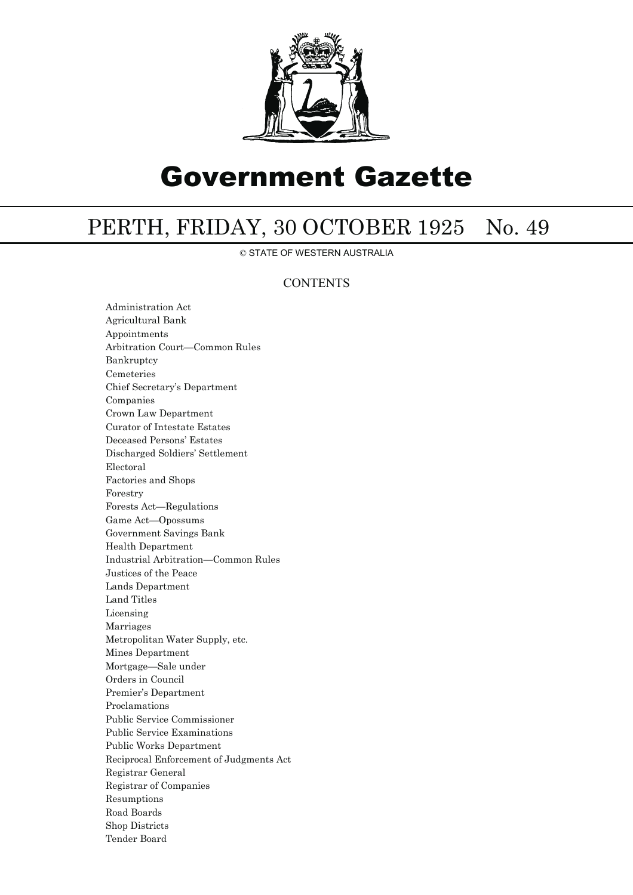# Government Gazette

# PERTH, FRIDAY, 30 OCTOBER 1925 No. 49

© STATE OF WESTERN AUSTRALIA

## CONTENTS

Administration Act
Agricultural Bank
Appointments
Arbitration Court—Common Rules
Bankruptcy
Cemeteries
Chief Secretary's Department
Companies
Crown Law Department
Curator of Intestate Estates
Deceased Persons' Estates
Discharged Soldiers' Settlement
Electoral
Factories and Shops
Forestry
Forests Act—Regulations
Game Act—Opossums
Government Savings Bank
Health Department
Industrial Arbitration—Common Rules
Justices of the Peace
Lands Department
Land Titles
Licensing
Marriages
Metropolitan Water Supply, etc.
Mines Department
Mortgage—Sale under
Orders in Council
Premier's Department
Proclamations
Public Service Commissioner
Public Service Examinations
Public Works Department
Reciprocal Enforcement of Judgments Act
Registrar General
Registrar of Companies
Resumptions
Road Boards
Shop Districts
Tender Board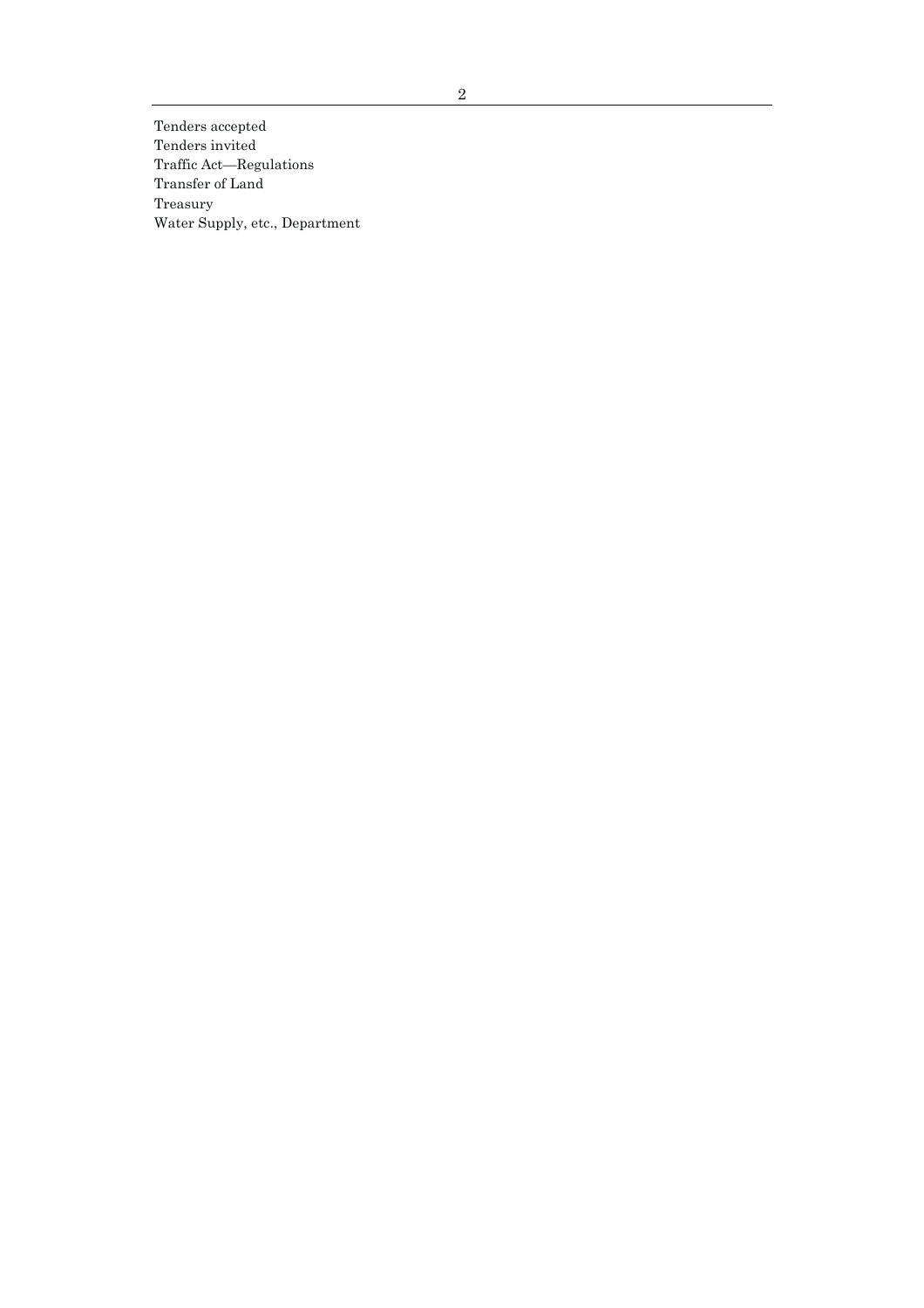Tenders accepted
Tenders invited
Traffic Act—Regulations
Transfer of Land
Treasury
Water Supply, etc., Department